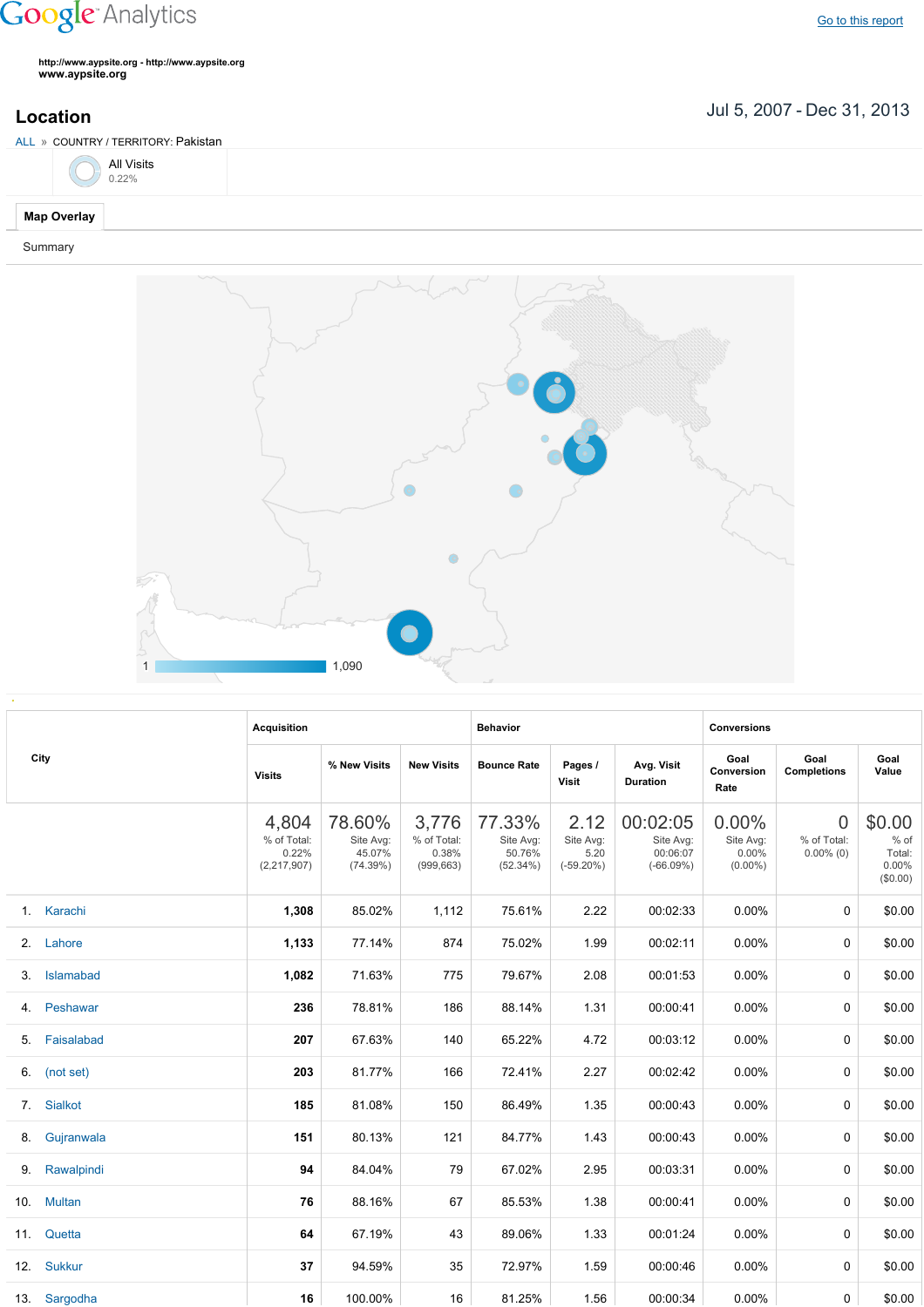Google Analytics

Go to this report

http://www.aypsite.org - http://www.aypsite.org
www.aypsite.org

## Location

Jul 5, 2007 - Dec 31, 2013

ALL » COUNTRY / TERRITORY: Pakistan

All Visits
0.22%

Map Overlay

Summary

1 — 1,090

| City | Acquisition | | | Behavior | | | Conversions | | |
|---|---|---|---|---|---|---|---|---|---|
| | Visits | % New Visits | New Visits | Bounce Rate | Pages / Visit | Avg. Visit Duration | Goal Conversion Rate | Goal Completions | Goal Value |
| | 4,804 % of Total: 0.22% (2,217,907) | 78.60% Site Avg: 45.07% (74.39%) | 3,776 % of Total: 0.38% (999,663) | 77.33% Site Avg: 50.76% (52.34%) | 2.12 Site Avg: 5.20 (-59.20%) | 00:02:05 Site Avg: 00:06:07 (-66.09%) | 0.00% Site Avg: 0.00% (0.00%) | 0 % of Total: 0.00% (0) | $0.00 % of Total: 0.00% ($0.00) |
| 1. Karachi | 1,308 | 85.02% | 1,112 | 75.61% | 2.22 | 00:02:33 | 0.00% | 0 | $0.00 |
| 2. Lahore | 1,133 | 77.14% | 874 | 75.02% | 1.99 | 00:02:11 | 0.00% | 0 | $0.00 |
| 3. Islamabad | 1,082 | 71.63% | 775 | 79.67% | 2.08 | 00:01:53 | 0.00% | 0 | $0.00 |
| 4. Peshawar | 236 | 78.81% | 186 | 88.14% | 1.31 | 00:00:41 | 0.00% | 0 | $0.00 |
| 5. Faisalabad | 207 | 67.63% | 140 | 65.22% | 4.72 | 00:03:12 | 0.00% | 0 | $0.00 |
| 6. (not set) | 203 | 81.77% | 166 | 72.41% | 2.27 | 00:02:42 | 0.00% | 0 | $0.00 |
| 7. Sialkot | 185 | 81.08% | 150 | 86.49% | 1.35 | 00:00:43 | 0.00% | 0 | $0.00 |
| 8. Gujranwala | 151 | 80.13% | 121 | 84.77% | 1.43 | 00:00:43 | 0.00% | 0 | $0.00 |
| 9. Rawalpindi | 94 | 84.04% | 79 | 67.02% | 2.95 | 00:03:31 | 0.00% | 0 | $0.00 |
| 10. Multan | 76 | 88.16% | 67 | 85.53% | 1.38 | 00:00:41 | 0.00% | 0 | $0.00 |
| 11. Quetta | 64 | 67.19% | 43 | 89.06% | 1.33 | 00:01:24 | 0.00% | 0 | $0.00 |
| 12. Sukkur | 37 | 94.59% | 35 | 72.97% | 1.59 | 00:00:46 | 0.00% | 0 | $0.00 |
| 13. Sargodha | 16 | 100.00% | 16 | 81.25% | 1.56 | 00:00:34 | 0.00% | 0 | $0.00 |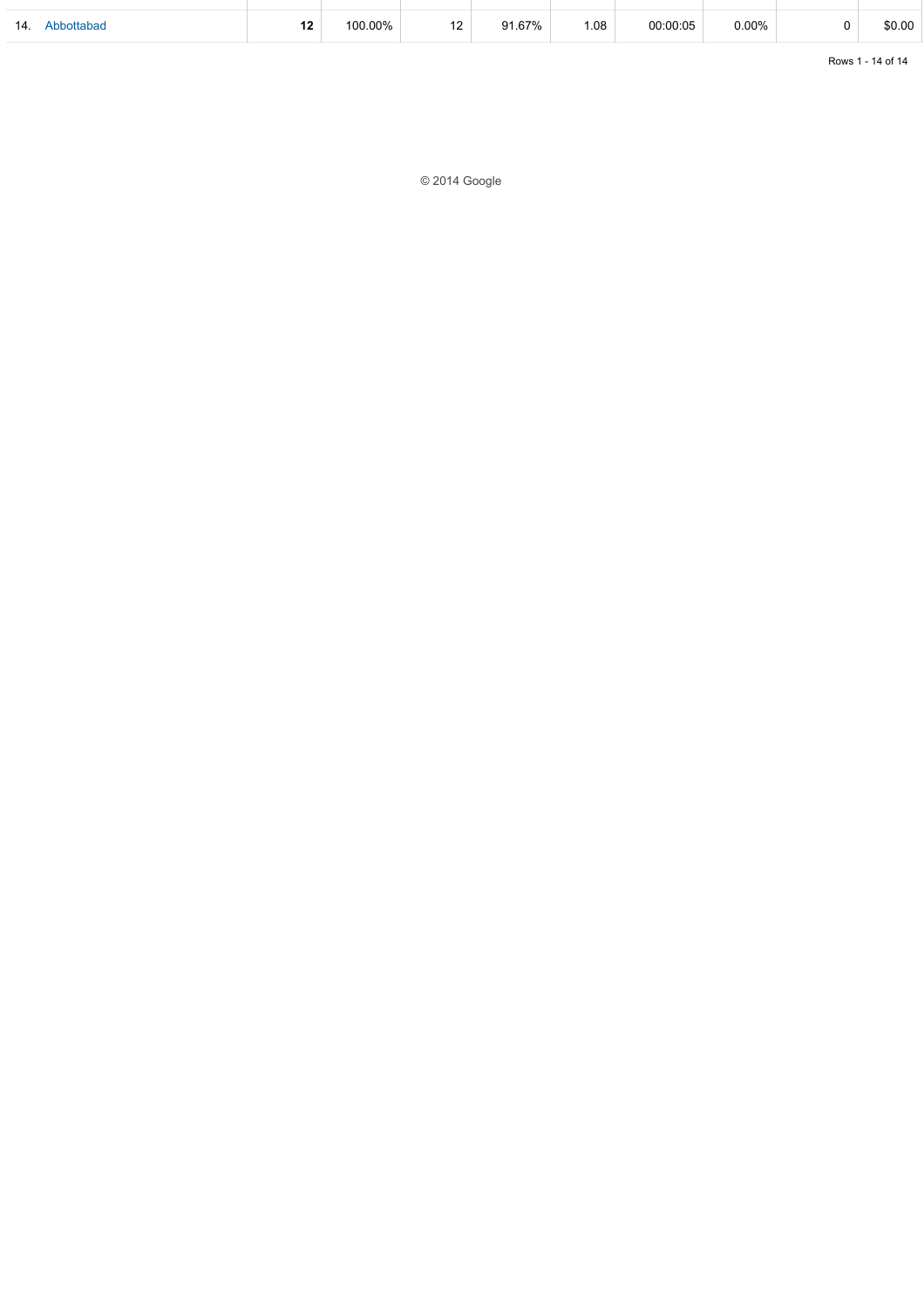| | | | | | | | | | |
|---|---|---|---|---|---|---|---|---|---|
| 14. | Abbottabad | **12** | 100.00% | 12 | 91.67% | 1.08 | 00:00:05 | 0.00% | 0 | $0.00 |

Rows 1 - 14 of 14

© 2014 Google